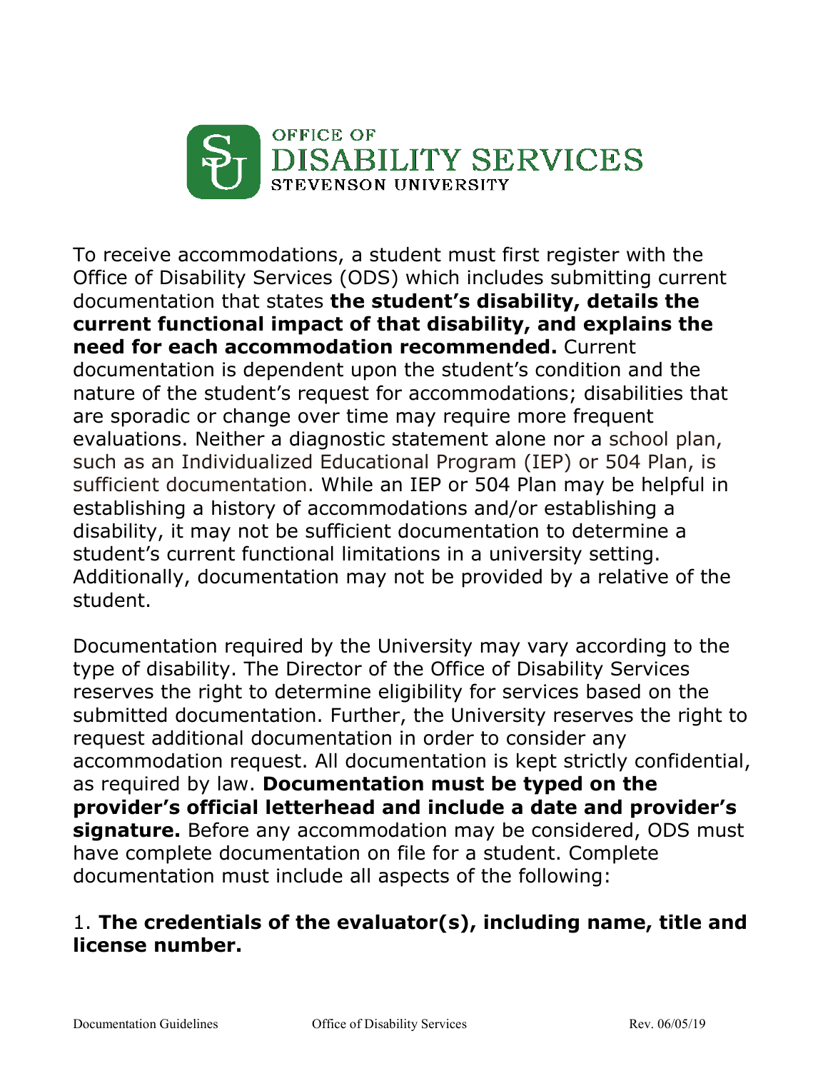# OFFICE OF DISABILITY SERVICES
STEVENSON UNIVERSITY

To receive accommodations, a student must first register with the Office of Disability Services (ODS) which includes submitting current documentation that states **the student's disability, details the current functional impact of that disability, and explains the need for each accommodation recommended.** Current documentation is dependent upon the student's condition and the nature of the student's request for accommodations; disabilities that are sporadic or change over time may require more frequent evaluations. Neither a diagnostic statement alone nor a school plan, such as an Individualized Educational Program (IEP) or 504 Plan, is sufficient documentation. While an IEP or 504 Plan may be helpful in establishing a history of accommodations and/or establishing a disability, it may not be sufficient documentation to determine a student's current functional limitations in a university setting. Additionally, documentation may not be provided by a relative of the student.

Documentation required by the University may vary according to the type of disability. The Director of the Office of Disability Services reserves the right to determine eligibility for services based on the submitted documentation. Further, the University reserves the right to request additional documentation in order to consider any accommodation request. All documentation is kept strictly confidential, as required by law. **Documentation must be typed on the provider's official letterhead and include a date and provider's signature.** Before any accommodation may be considered, ODS must have complete documentation on file for a student. Complete documentation must include all aspects of the following:

1. **The credentials of the evaluator(s), including name, title and license number.**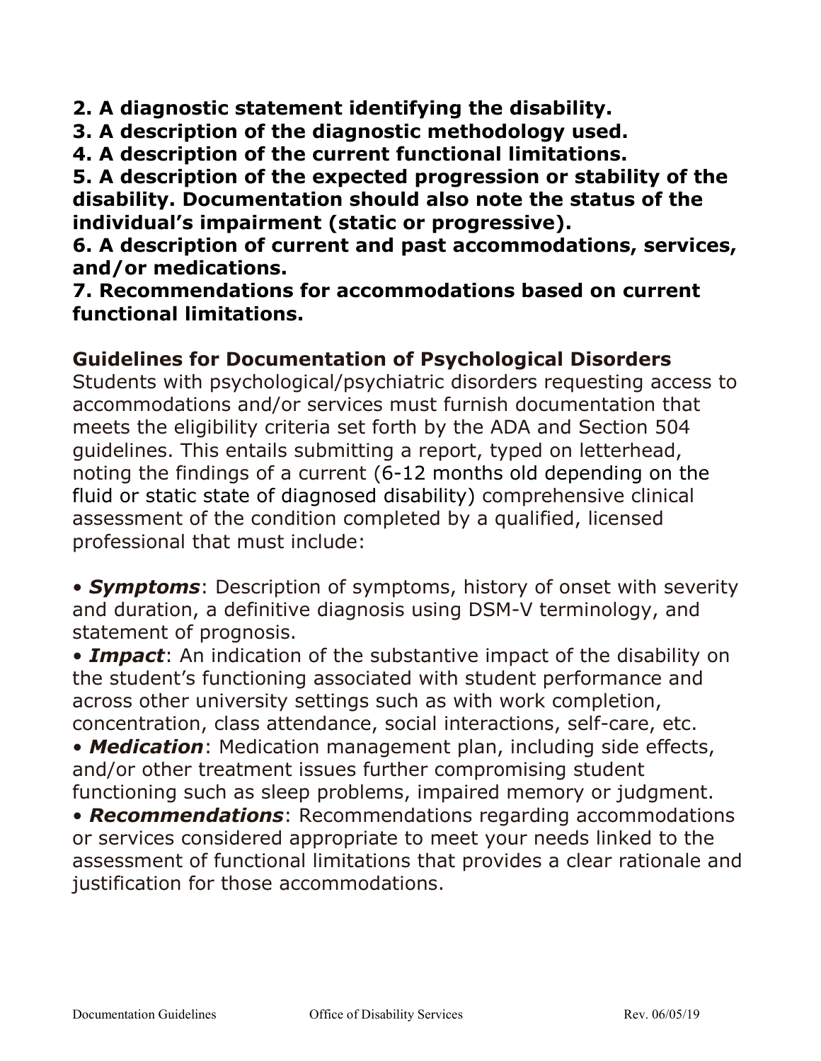**2. A diagnostic statement identifying the disability.**
**3. A description of the diagnostic methodology used.**
**4. A description of the current functional limitations.**
**5. A description of the expected progression or stability of the disability. Documentation should also note the status of the individual's impairment (static or progressive).**
**6. A description of current and past accommodations, services, and/or medications.**
**7. Recommendations for accommodations based on current functional limitations.**

### Guidelines for Documentation of Psychological Disorders

Students with psychological/psychiatric disorders requesting access to accommodations and/or services must furnish documentation that meets the eligibility criteria set forth by the ADA and Section 504 guidelines. This entails submitting a report, typed on letterhead, noting the findings of a current (6-12 months old depending on the fluid or static state of diagnosed disability) comprehensive clinical assessment of the condition completed by a qualified, licensed professional that must include:

- ***Symptoms***: Description of symptoms, history of onset with severity and duration, a definitive diagnosis using DSM-V terminology, and statement of prognosis.
- ***Impact***: An indication of the substantive impact of the disability on the student's functioning associated with student performance and across other university settings such as with work completion, concentration, class attendance, social interactions, self-care, etc.
- ***Medication***: Medication management plan, including side effects, and/or other treatment issues further compromising student functioning such as sleep problems, impaired memory or judgment.
- ***Recommendations***: Recommendations regarding accommodations or services considered appropriate to meet your needs linked to the assessment of functional limitations that provides a clear rationale and justification for those accommodations.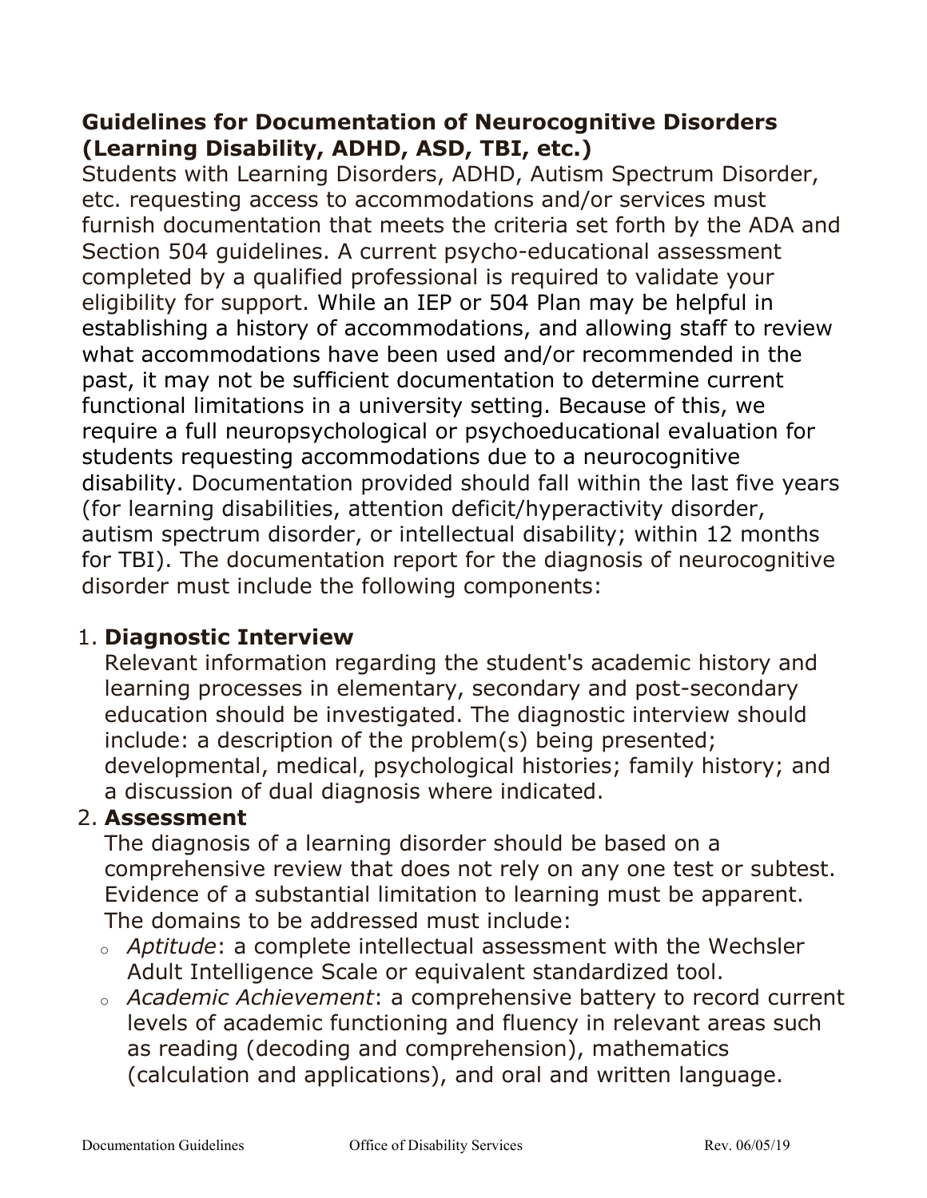## Guidelines for Documentation of Neurocognitive Disorders (Learning Disability, ADHD, ASD, TBI, etc.)

Students with Learning Disorders, ADHD, Autism Spectrum Disorder, etc. requesting access to accommodations and/or services must furnish documentation that meets the criteria set forth by the ADA and Section 504 guidelines. A current psycho-educational assessment completed by a qualified professional is required to validate your eligibility for support. While an IEP or 504 Plan may be helpful in establishing a history of accommodations, and allowing staff to review what accommodations have been used and/or recommended in the past, it may not be sufficient documentation to determine current functional limitations in a university setting. Because of this, we require a full neuropsychological or psychoeducational evaluation for students requesting accommodations due to a neurocognitive disability. Documentation provided should fall within the last five years (for learning disabilities, attention deficit/hyperactivity disorder, autism spectrum disorder, or intellectual disability; within 12 months for TBI). The documentation report for the diagnosis of neurocognitive disorder must include the following components:

1. **Diagnostic Interview**
   Relevant information regarding the student's academic history and learning processes in elementary, secondary and post-secondary education should be investigated. The diagnostic interview should include: a description of the problem(s) being presented; developmental, medical, psychological histories; family history; and a discussion of dual diagnosis where indicated.
2. **Assessment**
   The diagnosis of a learning disorder should be based on a comprehensive review that does not rely on any one test or subtest. Evidence of a substantial limitation to learning must be apparent. The domains to be addressed must include:
   - *Aptitude*: a complete intellectual assessment with the Wechsler Adult Intelligence Scale or equivalent standardized tool.
   - *Academic Achievement*: a comprehensive battery to record current levels of academic functioning and fluency in relevant areas such as reading (decoding and comprehension), mathematics (calculation and applications), and oral and written language.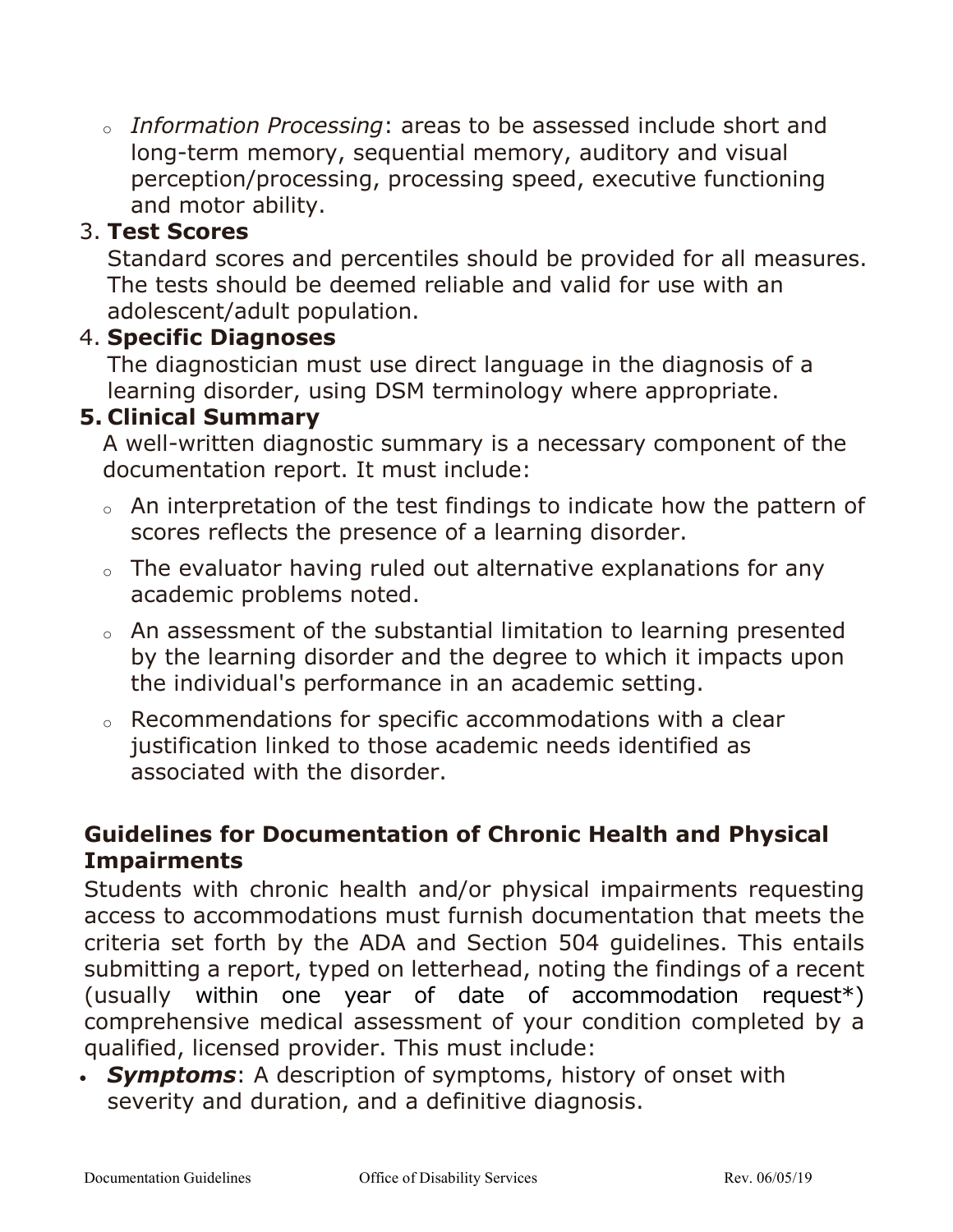- *Information Processing*: areas to be assessed include short and long-term memory, sequential memory, auditory and visual perception/processing, processing speed, executive functioning and motor ability.

3. **Test Scores**
   Standard scores and percentiles should be provided for all measures. The tests should be deemed reliable and valid for use with an adolescent/adult population.
4. **Specific Diagnoses**
   The diagnostician must use direct language in the diagnosis of a learning disorder, using DSM terminology where appropriate.
5. **Clinical Summary**
   A well-written diagnostic summary is a necessary component of the documentation report. It must include:
   - An interpretation of the test findings to indicate how the pattern of scores reflects the presence of a learning disorder.
   - The evaluator having ruled out alternative explanations for any academic problems noted.
   - An assessment of the substantial limitation to learning presented by the learning disorder and the degree to which it impacts upon the individual's performance in an academic setting.
   - Recommendations for specific accommodations with a clear justification linked to those academic needs identified as associated with the disorder.

### Guidelines for Documentation of Chronic Health and Physical Impairments

Students with chronic health and/or physical impairments requesting access to accommodations must furnish documentation that meets the criteria set forth by the ADA and Section 504 guidelines. This entails submitting a report, typed on letterhead, noting the findings of a recent (usually within one year of date of accommodation request*) comprehensive medical assessment of your condition completed by a qualified, licensed provider. This must include:

- ***Symptoms***: A description of symptoms, history of onset with severity and duration, and a definitive diagnosis.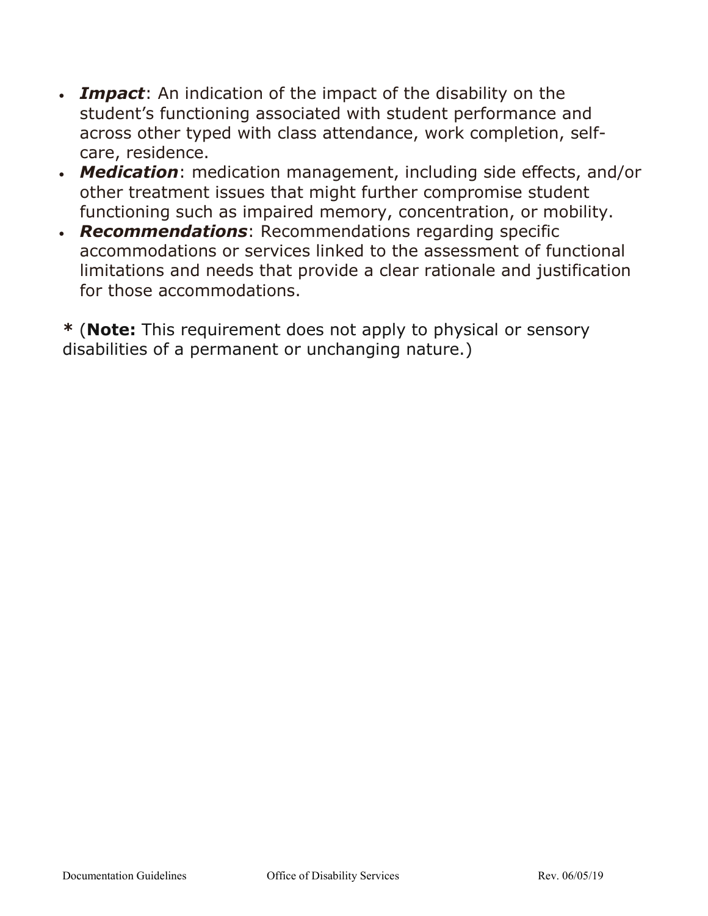- ***Impact***: An indication of the impact of the disability on the student's functioning associated with student performance and across other typed with class attendance, work completion, self-care, residence.
- ***Medication***: medication management, including side effects, and/or other treatment issues that might further compromise student functioning such as impaired memory, concentration, or mobility.
- ***Recommendations***: Recommendations regarding specific accommodations or services linked to the assessment of functional limitations and needs that provide a clear rationale and justification for those accommodations.

***** (**Note:** This requirement does not apply to physical or sensory disabilities of a permanent or unchanging nature.)